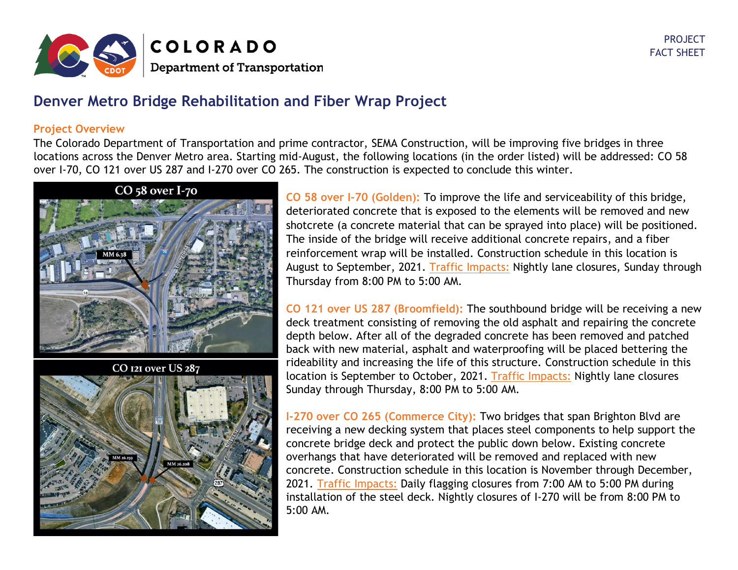COLORADO
Department of Transportation

PROJECT
FACT SHEET

# Denver Metro Bridge Rehabilitation and Fiber Wrap Project

## Project Overview

The Colorado Department of Transportation and prime contractor, SEMA Construction, will be improving five bridges in three locations across the Denver Metro area. Starting mid-August, the following locations (in the order listed) will be addressed: CO 58 over I-70, CO 121 over US 287 and I-270 over CO 265. The construction is expected to conclude this winter.

**CO 58 over I-70 (Golden):** To improve the life and serviceability of this bridge, deteriorated concrete that is exposed to the elements will be removed and new shotcrete (a concrete material that can be sprayed into place) will be positioned. The inside of the bridge will receive additional concrete repairs, and a fiber reinforcement wrap will be installed. Construction schedule in this location is August to September, 2021. Traffic Impacts: Nightly lane closures, Sunday through Thursday from 8:00 PM to 5:00 AM.

**CO 121 over US 287 (Broomfield):** The southbound bridge will be receiving a new deck treatment consisting of removing the old asphalt and repairing the concrete depth below. After all of the degraded concrete has been removed and patched back with new material, asphalt and waterproofing will be placed bettering the rideability and increasing the life of this structure. Construction schedule in this location is September to October, 2021. Traffic Impacts: Nightly lane closures Sunday through Thursday, 8:00 PM to 5:00 AM.

**I-270 over CO 265 (Commerce City):** Two bridges that span Brighton Blvd are receiving a new decking system that places steel components to help support the concrete bridge deck and protect the public down below. Existing concrete overhangs that have deteriorated will be removed and replaced with new concrete. Construction schedule in this location is November through December, 2021. Traffic Impacts: Daily flagging closures from 7:00 AM to 5:00 PM during installation of the steel deck. Nightly closures of I-270 will be from 8:00 PM to 5:00 AM.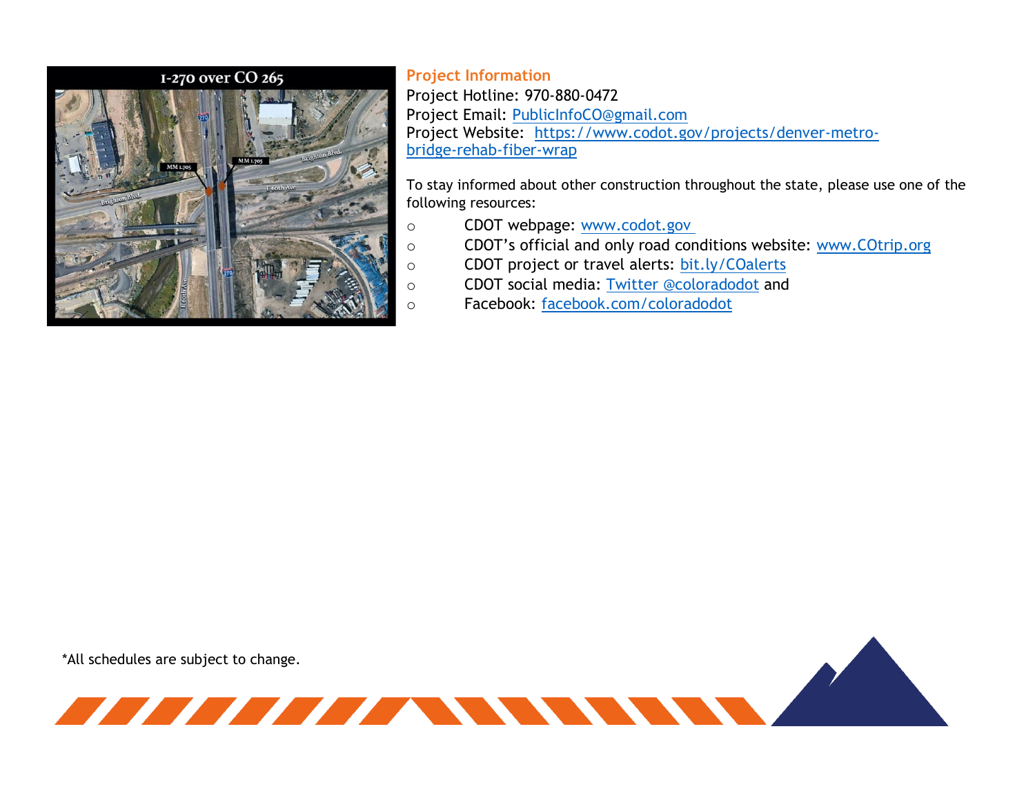## Project Information

Project Hotline: 970-880-0472
Project Email: PublicInfoCO@gmail.com
Project Website: https://www.codot.gov/projects/denver-metro-bridge-rehab-fiber-wrap

To stay informed about other construction throughout the state, please use one of the following resources:

- CDOT webpage: www.codot.gov
- CDOT's official and only road conditions website: www.COtrip.org
- CDOT project or travel alerts: bit.ly/COalerts
- CDOT social media: Twitter @coloradodot and
- Facebook: facebook.com/coloradodot

*All schedules are subject to change.